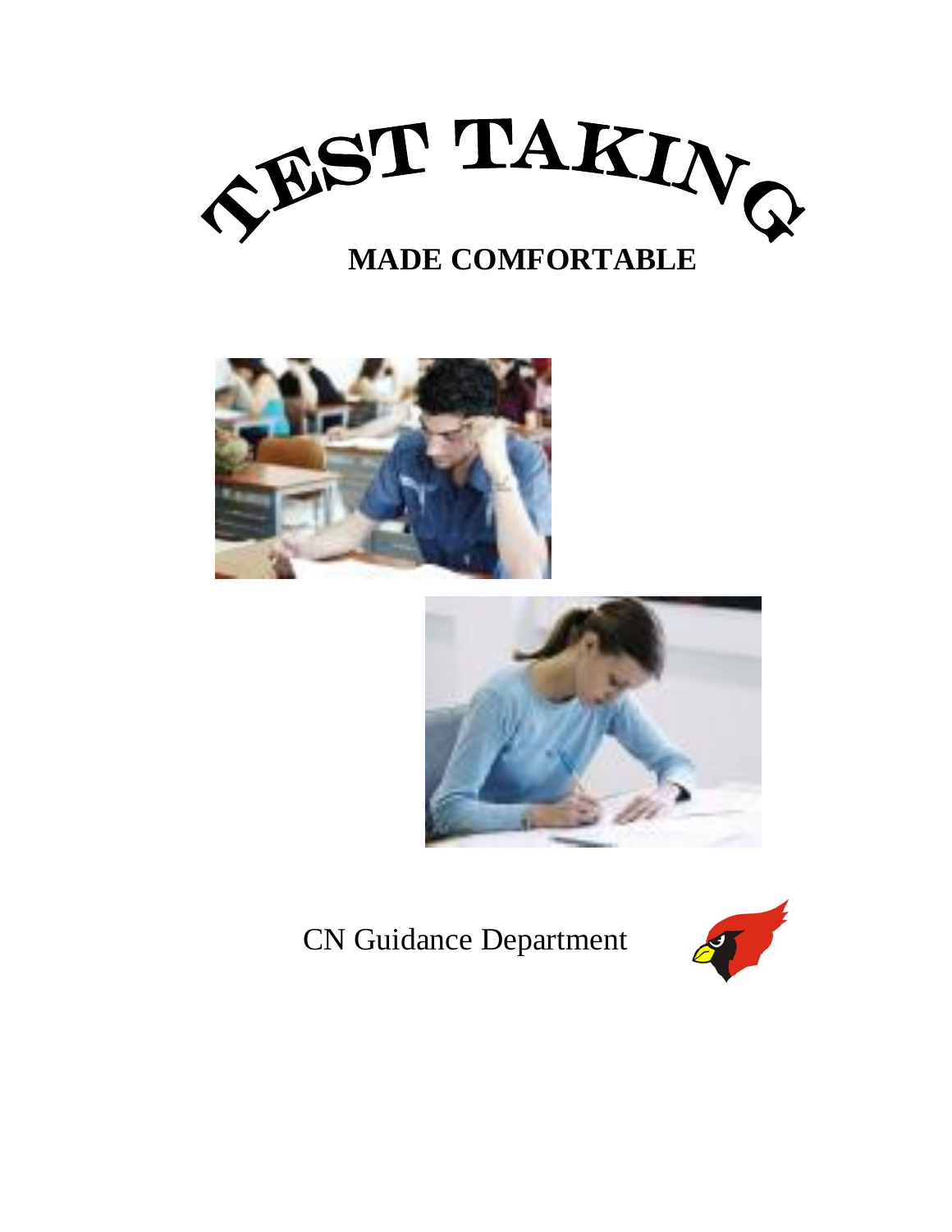# TEST TAKING

## MADE COMFORTABLE

CN Guidance Department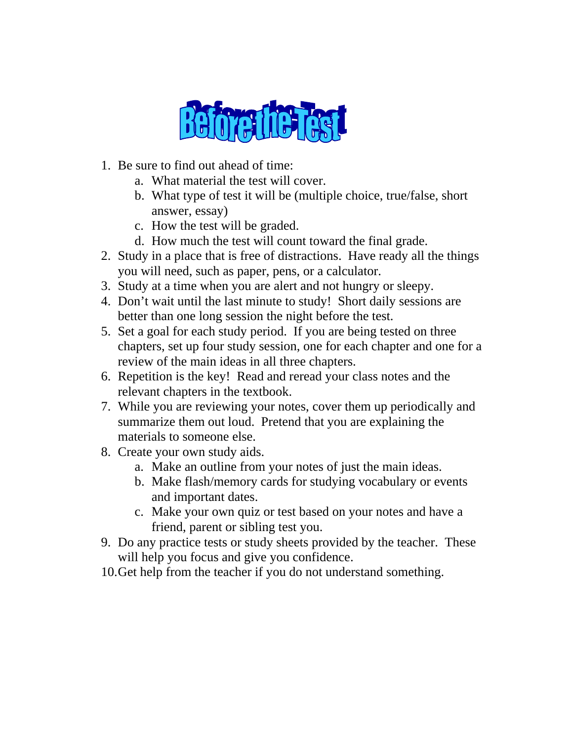# Before the Test

1. Be sure to find out ahead of time:
   a. What material the test will cover.
   b. What type of test it will be (multiple choice, true/false, short answer, essay)
   c. How the test will be graded.
   d. How much the test will count toward the final grade.
2. Study in a place that is free of distractions. Have ready all the things you will need, such as paper, pens, or a calculator.
3. Study at a time when you are alert and not hungry or sleepy.
4. Don't wait until the last minute to study! Short daily sessions are better than one long session the night before the test.
5. Set a goal for each study period. If you are being tested on three chapters, set up four study session, one for each chapter and one for a review of the main ideas in all three chapters.
6. Repetition is the key! Read and reread your class notes and the relevant chapters in the textbook.
7. While you are reviewing your notes, cover them up periodically and summarize them out loud. Pretend that you are explaining the materials to someone else.
8. Create your own study aids.
   a. Make an outline from your notes of just the main ideas.
   b. Make flash/memory cards for studying vocabulary or events and important dates.
   c. Make your own quiz or test based on your notes and have a friend, parent or sibling test you.
9. Do any practice tests or study sheets provided by the teacher. These will help you focus and give you confidence.
10. Get help from the teacher if you do not understand something.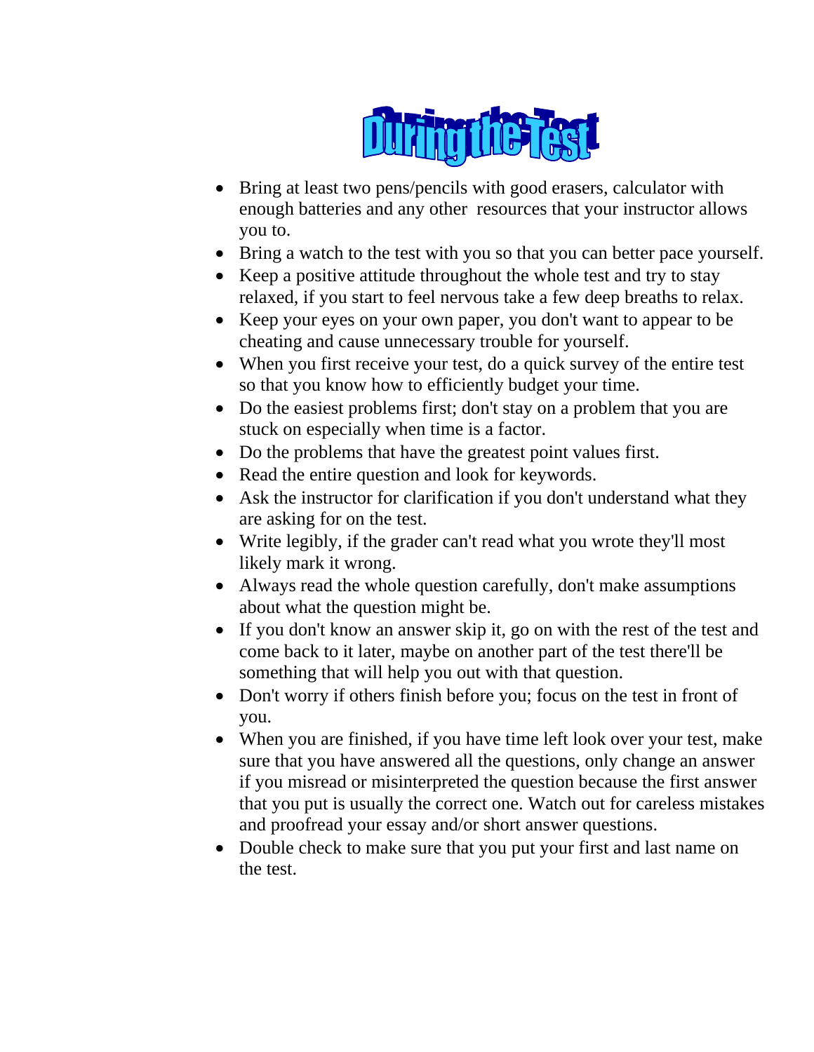# During the Test

- Bring at least two pens/pencils with good erasers, calculator with enough batteries and any other resources that your instructor allows you to.
- Bring a watch to the test with you so that you can better pace yourself.
- Keep a positive attitude throughout the whole test and try to stay relaxed, if you start to feel nervous take a few deep breaths to relax.
- Keep your eyes on your own paper, you don't want to appear to be cheating and cause unnecessary trouble for yourself.
- When you first receive your test, do a quick survey of the entire test so that you know how to efficiently budget your time.
- Do the easiest problems first; don't stay on a problem that you are stuck on especially when time is a factor.
- Do the problems that have the greatest point values first.
- Read the entire question and look for keywords.
- Ask the instructor for clarification if you don't understand what they are asking for on the test.
- Write legibly, if the grader can't read what you wrote they'll most likely mark it wrong.
- Always read the whole question carefully, don't make assumptions about what the question might be.
- If you don't know an answer skip it, go on with the rest of the test and come back to it later, maybe on another part of the test there'll be something that will help you out with that question.
- Don't worry if others finish before you; focus on the test in front of you.
- When you are finished, if you have time left look over your test, make sure that you have answered all the questions, only change an answer if you misread or misinterpreted the question because the first answer that you put is usually the correct one. Watch out for careless mistakes and proofread your essay and/or short answer questions.
- Double check to make sure that you put your first and last name on the test.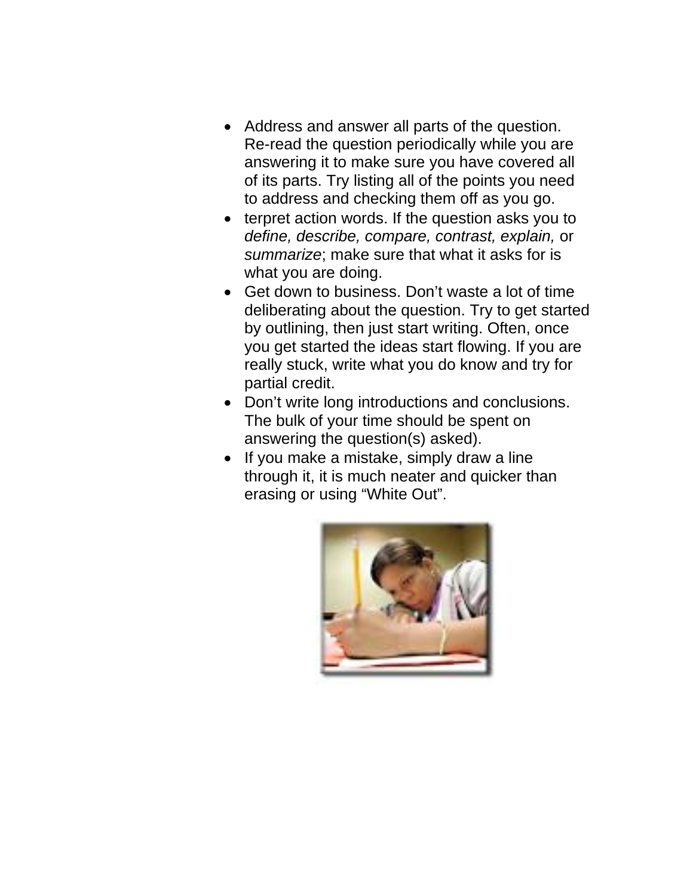- Address and answer all parts of the question. Re-read the question periodically while you are answering it to make sure you have covered all of its parts. Try listing all of the points you need to address and checking them off as you go.
- terpret action words. If the question asks you to *define, describe, compare, contrast, explain,* or *summarize*; make sure that what it asks for is what you are doing.
- Get down to business. Don't waste a lot of time deliberating about the question. Try to get started by outlining, then just start writing. Often, once you get started the ideas start flowing. If you are really stuck, write what you do know and try for partial credit.
- Don't write long introductions and conclusions. The bulk of your time should be spent on answering the question(s) asked).
- If you make a mistake, simply draw a line through it, it is much neater and quicker than erasing or using "White Out".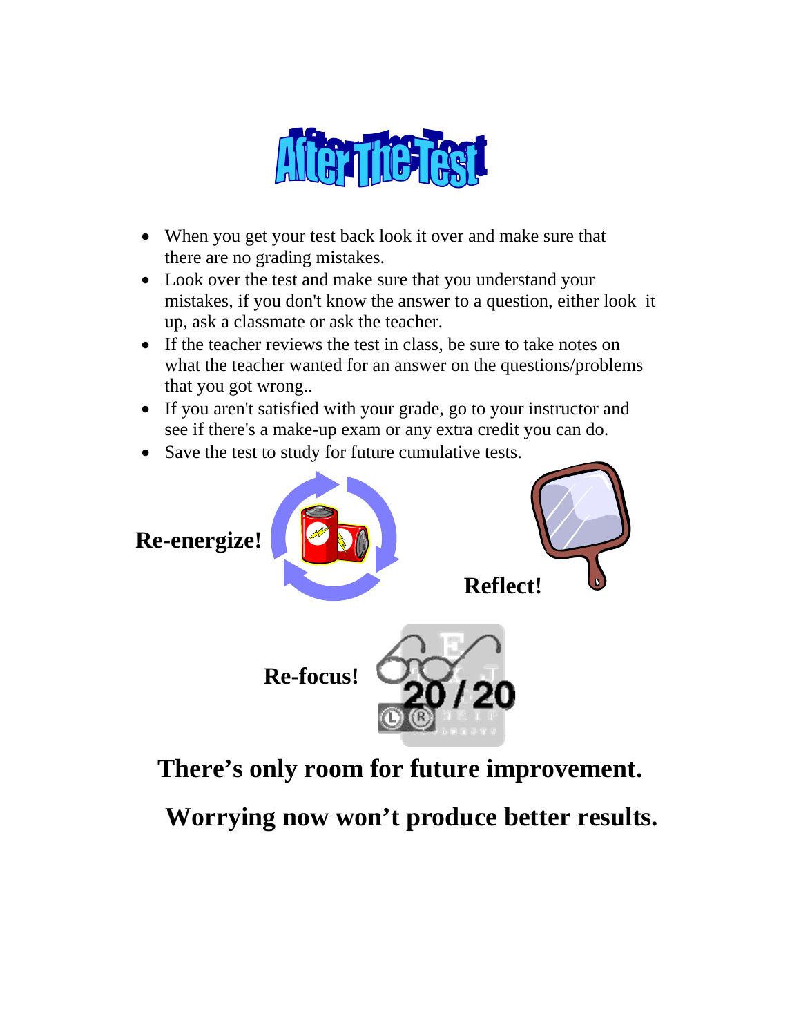# After The Test

- When you get your test back look it over and make sure that there are no grading mistakes.
- Look over the test and make sure that you understand your mistakes, if you don't know the answer to a question, either look it up, ask a classmate or ask the teacher.
- If the teacher reviews the test in class, be sure to take notes on what the teacher wanted for an answer on the questions/problems that you got wrong..
- If you aren't satisfied with your grade, go to your instructor and see if there's a make-up exam or any extra credit you can do.
- Save the test to study for future cumulative tests.

**Re-energize!**

**Reflect!**

**Re-focus!**

**There's only room for future improvement.**

**Worrying now won't produce better results.**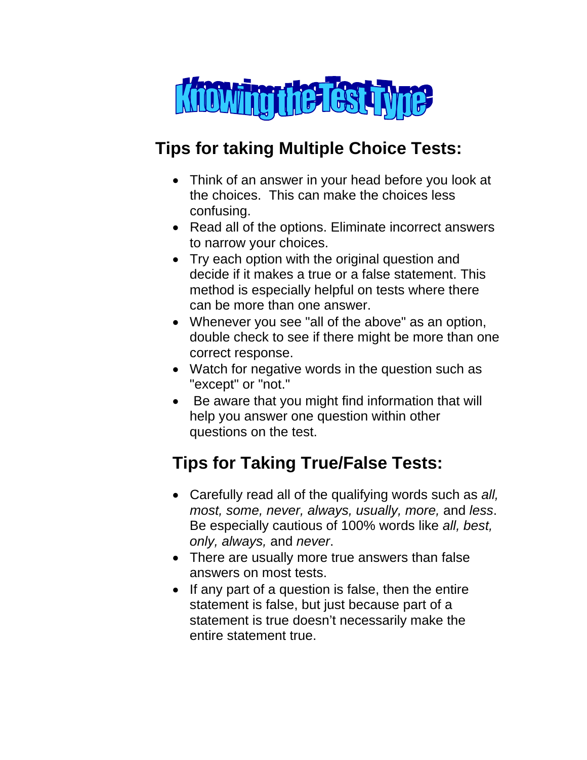# Knowing the Test Type

## Tips for taking Multiple Choice Tests:

- Think of an answer in your head before you look at the choices. This can make the choices less confusing.
- Read all of the options. Eliminate incorrect answers to narrow your choices.
- Try each option with the original question and decide if it makes a true or a false statement. This method is especially helpful on tests where there can be more than one answer.
- Whenever you see "all of the above" as an option, double check to see if there might be more than one correct response.
- Watch for negative words in the question such as "except" or "not."
- Be aware that you might find information that will help you answer one question within other questions on the test.

## Tips for Taking True/False Tests:

- Carefully read all of the qualifying words such as *all, most, some, never, always, usually, more,* and *less*. Be especially cautious of 100% words like *all, best, only, always,* and *never*.
- There are usually more true answers than false answers on most tests.
- If any part of a question is false, then the entire statement is false, but just because part of a statement is true doesn't necessarily make the entire statement true.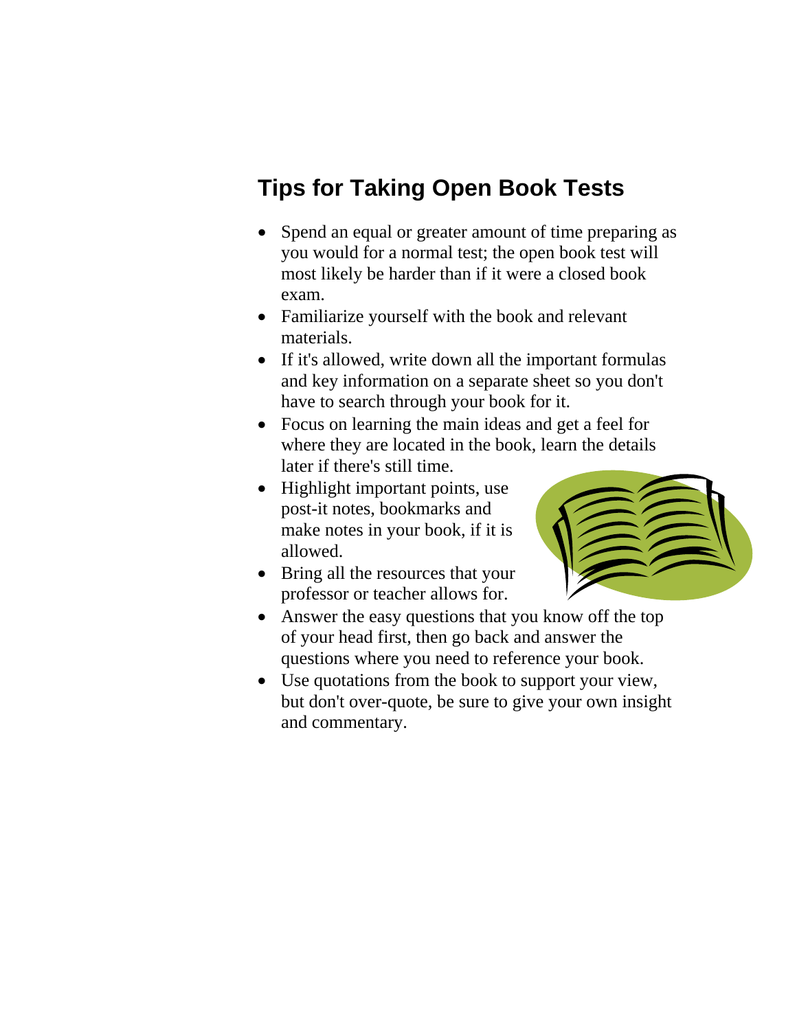## Tips for Taking Open Book Tests

- Spend an equal or greater amount of time preparing as you would for a normal test; the open book test will most likely be harder than if it were a closed book exam.
- Familiarize yourself with the book and relevant materials.
- If it's allowed, write down all the important formulas and key information on a separate sheet so you don't have to search through your book for it.
- Focus on learning the main ideas and get a feel for where they are located in the book, learn the details later if there's still time.
- Highlight important points, use post-it notes, bookmarks and make notes in your book, if it is allowed.
- Bring all the resources that your professor or teacher allows for.
- Answer the easy questions that you know off the top of your head first, then go back and answer the questions where you need to reference your book.
- Use quotations from the book to support your view, but don't over-quote, be sure to give your own insight and commentary.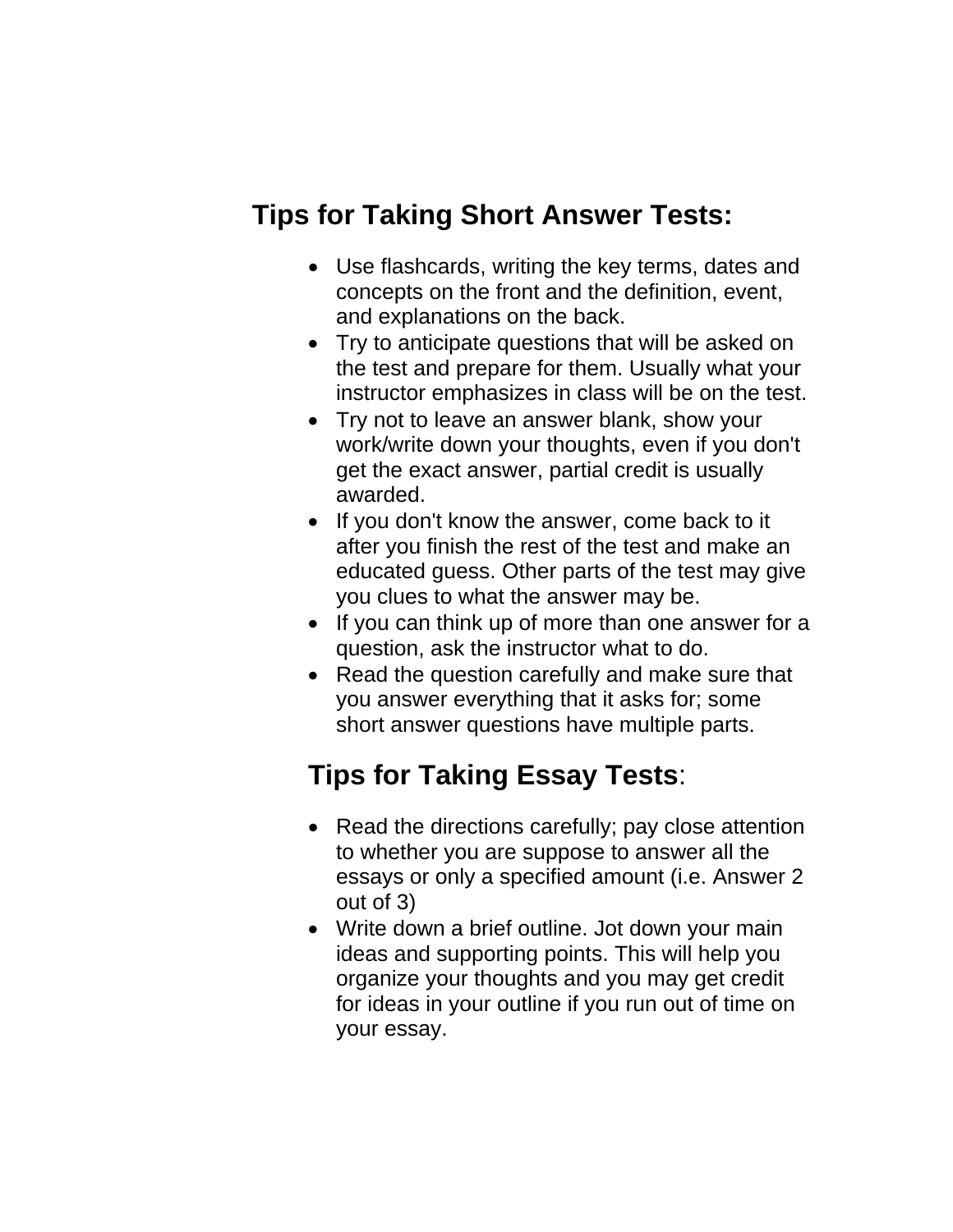## Tips for Taking Short Answer Tests:

- Use flashcards, writing the key terms, dates and concepts on the front and the definition, event, and explanations on the back.
- Try to anticipate questions that will be asked on the test and prepare for them. Usually what your instructor emphasizes in class will be on the test.
- Try not to leave an answer blank, show your work/write down your thoughts, even if you don't get the exact answer, partial credit is usually awarded.
- If you don't know the answer, come back to it after you finish the rest of the test and make an educated guess. Other parts of the test may give you clues to what the answer may be.
- If you can think up of more than one answer for a question, ask the instructor what to do.
- Read the question carefully and make sure that you answer everything that it asks for; some short answer questions have multiple parts.

## Tips for Taking Essay Tests:

- Read the directions carefully; pay close attention to whether you are suppose to answer all the essays or only a specified amount (i.e. Answer 2 out of 3)
- Write down a brief outline. Jot down your main ideas and supporting points. This will help you organize your thoughts and you may get credit for ideas in your outline if you run out of time on your essay.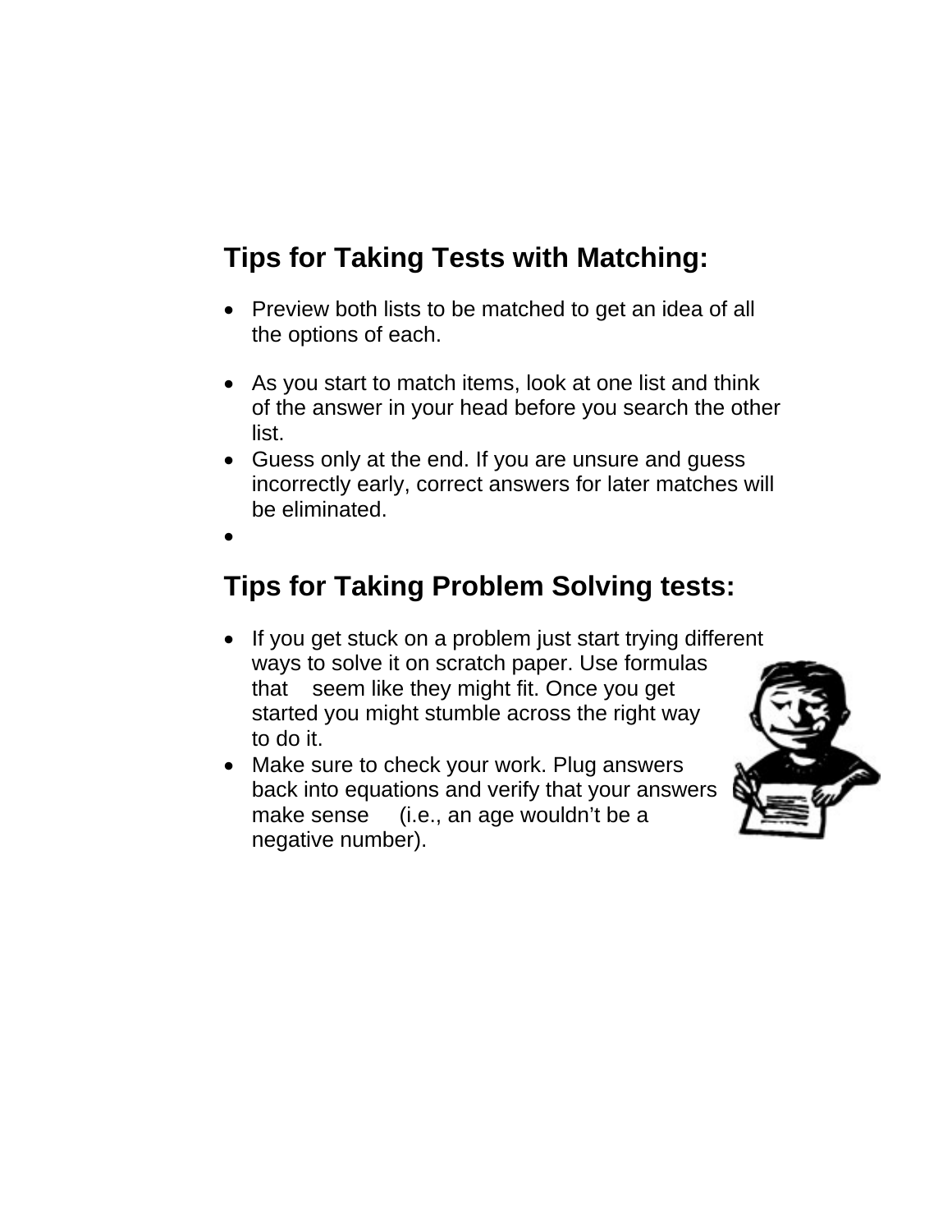## Tips for Taking Tests with Matching:

- Preview both lists to be matched to get an idea of all the options of each.
- As you start to match items, look at one list and think of the answer in your head before you search the other list.
- Guess only at the end. If you are unsure and guess incorrectly early, correct answers for later matches will be eliminated.

## Tips for Taking Problem Solving tests:

- If you get stuck on a problem just start trying different ways to solve it on scratch paper. Use formulas that seem like they might fit. Once you get started you might stumble across the right way to do it.
- Make sure to check your work. Plug answers back into equations and verify that your answers make sense (i.e., an age wouldn't be a negative number).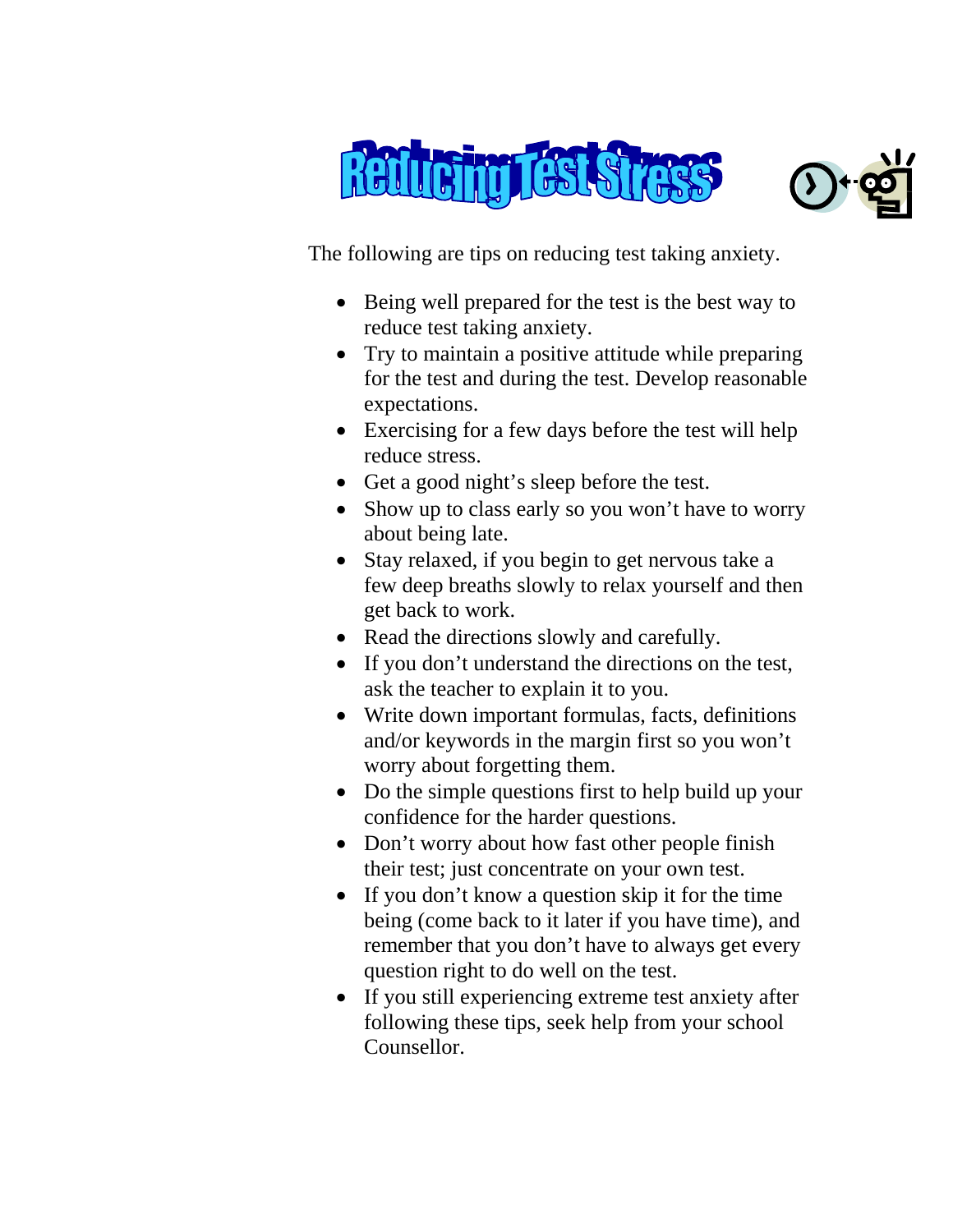# Reducing Test Stress

The following are tips on reducing test taking anxiety.

- Being well prepared for the test is the best way to reduce test taking anxiety.
- Try to maintain a positive attitude while preparing for the test and during the test. Develop reasonable expectations.
- Exercising for a few days before the test will help reduce stress.
- Get a good night's sleep before the test.
- Show up to class early so you won't have to worry about being late.
- Stay relaxed, if you begin to get nervous take a few deep breaths slowly to relax yourself and then get back to work.
- Read the directions slowly and carefully.
- If you don't understand the directions on the test, ask the teacher to explain it to you.
- Write down important formulas, facts, definitions and/or keywords in the margin first so you won't worry about forgetting them.
- Do the simple questions first to help build up your confidence for the harder questions.
- Don't worry about how fast other people finish their test; just concentrate on your own test.
- If you don't know a question skip it for the time being (come back to it later if you have time), and remember that you don't have to always get every question right to do well on the test.
- If you still experiencing extreme test anxiety after following these tips, seek help from your school Counsellor.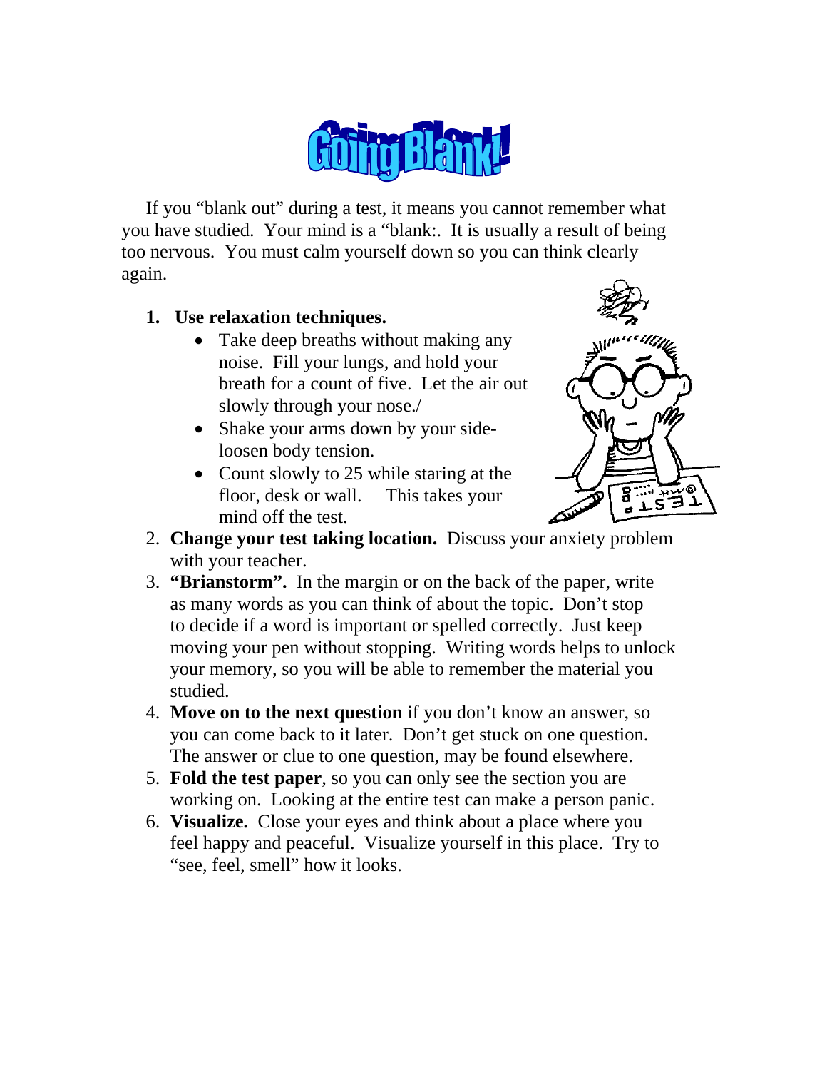# Going Blank!

If you "blank out" during a test, it means you cannot remember what you have studied. Your mind is a "blank:. It is usually a result of being too nervous. You must calm yourself down so you can think clearly again.

1. **Use relaxation techniques.**
   - Take deep breaths without making any noise. Fill your lungs, and hold your breath for a count of five. Let the air out slowly through your nose./
   - Shake your arms down by your side-loosen body tension.
   - Count slowly to 25 while staring at the floor, desk or wall. This takes your mind off the test.
2. **Change your test taking location.** Discuss your anxiety problem with your teacher.
3. **"Brianstorm".** In the margin or on the back of the paper, write as many words as you can think of about the topic. Don't stop to decide if a word is important or spelled correctly. Just keep moving your pen without stopping. Writing words helps to unlock your memory, so you will be able to remember the material you studied.
4. **Move on to the next question** if you don't know an answer, so you can come back to it later. Don't get stuck on one question. The answer or clue to one question, may be found elsewhere.
5. **Fold the test paper**, so you can only see the section you are working on. Looking at the entire test can make a person panic.
6. **Visualize.** Close your eyes and think about a place where you feel happy and peaceful. Visualize yourself in this place. Try to "see, feel, smell" how it looks.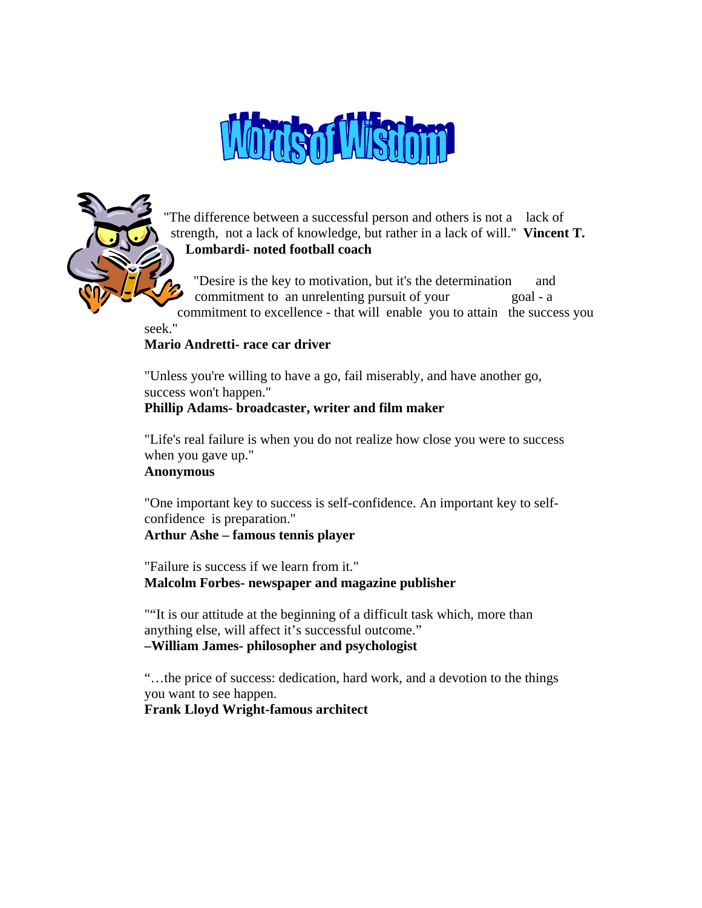# Words of Wisdom

"The difference between a successful person and others is not a lack of strength, not a lack of knowledge, but rather in a lack of will." **Vincent T. Lombardi- noted football coach**

"Desire is the key to motivation, but it's the determination and commitment to an unrelenting pursuit of your goal - a commitment to excellence - that will enable you to attain the success you seek."
**Mario Andretti- race car driver**

"Unless you're willing to have a go, fail miserably, and have another go, success won't happen."
**Phillip Adams- broadcaster, writer and film maker**

"Life's real failure is when you do not realize how close you were to success when you gave up."
**Anonymous**

"One important key to success is self-confidence. An important key to self-confidence is preparation."
**Arthur Ashe – famous tennis player**

"Failure is success if we learn from it."
**Malcolm Forbes- newspaper and magazine publisher**

"“It is our attitude at the beginning of a difficult task which, more than anything else, will affect it's successful outcome."
**–William James- philosopher and psychologist**

"…the price of success: dedication, hard work, and a devotion to the things you want to see happen.
**Frank Lloyd Wright-famous architect**